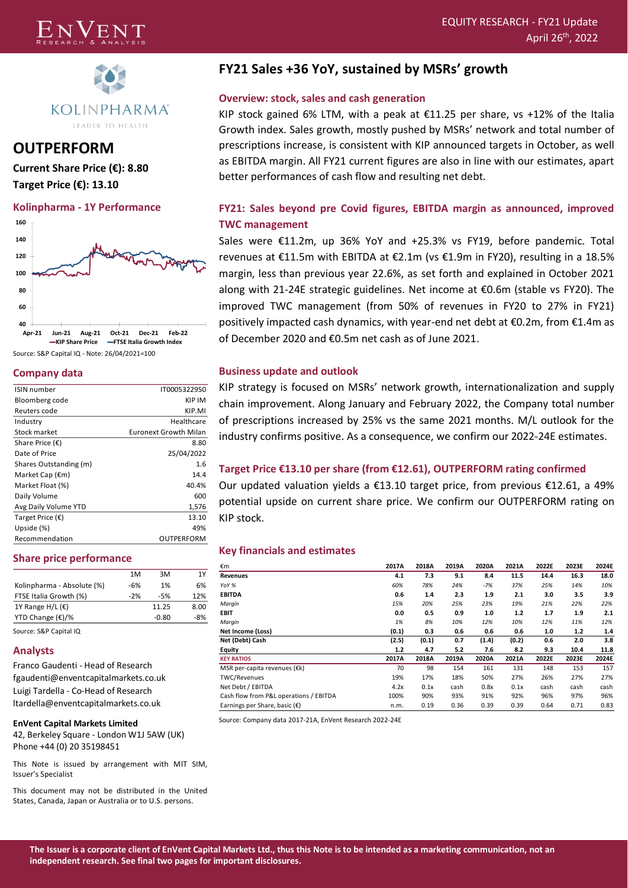# KOLINPHARMA

LEADER TO HEALTH

EQUITY RESEARCH - FY21 Update
April 26th, 2022

## OUTPERFORM

**Current Share Price (€): 8.80**

**Target Price (€): 13.10**

### Kolinpharma - 1Y Performance

Source: S&P Capital IQ - Note: 26/04/2021=100

### Company data

| | |
|---|---|
| ISIN number | IT0005322950 |
| Bloomberg code | KIP IM |
| Reuters code | KIP.MI |
| Industry | Healthcare |
| Stock market | Euronext Growth Milan |
| Share Price (€) | 8.80 |
| Date of Price | 25/04/2022 |
| Shares Outstanding (m) | 1.6 |
| Market Cap (€m) | 14.4 |
| Market Float (%) | 40.4% |
| Daily Volume | 600 |
| Avg Daily Volume YTD | 1,576 |
| Target Price (€) | 13.10 |
| Upside (%) | 49% |
| Recommendation | OUTPERFORM |

### Share price performance

| | 1M | 3M | 1Y |
|---|---|---|---|
| Kolinpharma - Absolute (%) | -6% | 1% | 6% |
| FTSE Italia Growth (%) | -2% | -5% | 12% |
| 1Y Range H/L (€) | | 11.25 | 8.00 |
| YTD Change (€)/% | | -0.80 | -8% |

Source: S&P Capital IQ

### Analysts

Franco Gaudenti - Head of Research
fgaudenti@enventcapitalmarkets.co.uk
Luigi Tardella - Co-Head of Research
ltardella@enventcapitalmarkets.co.uk

**EnVent Capital Markets Limited**
42, Berkeley Square - London W1J 5AW (UK)
Phone +44 (0) 20 35198451

This Note is issued by arrangement with MIT SIM, Issuer's Specialist

This document may not be distributed in the United States, Canada, Japan or Australia or to U.S. persons.

## FY21 Sales +36 YoY, sustained by MSRs' growth

### Overview: stock, sales and cash generation

KIP stock gained 6% LTM, with a peak at €11.25 per share, vs +12% of the Italia Growth index. Sales growth, mostly pushed by MSRs' network and total number of prescriptions increase, is consistent with KIP announced targets in October, as well as EBITDA margin. All FY21 current figures are also in line with our estimates, apart better performances of cash flow and resulting net debt.

### FY21: Sales beyond pre Covid figures, EBITDA margin as announced, improved TWC management

Sales were €11.2m, up 36% YoY and +25.3% vs FY19, before pandemic. Total revenues at €11.5m with EBITDA at €2.1m (vs €1.9m in FY20), resulting in a 18.5% margin, less than previous year 22.6%, as set forth and explained in October 2021 along with 21-24E strategic guidelines. Net income at €0.6m (stable vs FY20). The improved TWC management (from 50% of revenues in FY20 to 27% in FY21) positively impacted cash dynamics, with year-end net debt at €0.2m, from €1.4m as of December 2020 and €0.5m net cash as of June 2021.

### Business update and outlook

KIP strategy is focused on MSRs' network growth, internationalization and supply chain improvement. Along January and February 2022, the Company total number of prescriptions increased by 25% vs the same 2021 months. M/L outlook for the industry confirms positive. As a consequence, we confirm our 2022-24E estimates.

### Target Price €13.10 per share (from €12.61), OUTPERFORM rating confirmed

Our updated valuation yields a €13.10 target price, from previous €12.61, a 49% potential upside on current share price. We confirm our OUTPERFORM rating on KIP stock.

### Key financials and estimates

| €m | 2017A | 2018A | 2019A | 2020A | 2021A | 2022E | 2023E | 2024E |
|---|---|---|---|---|---|---|---|---|
| **Revenues** | 4.1 | 7.3 | 9.1 | 8.4 | 11.5 | 14.4 | 16.3 | 18.0 |
| *YoY %* | 60% | 78% | 24% | -7% | 37% | 25% | 14% | 10% |
| **EBITDA** | 0.6 | 1.4 | 2.3 | 1.9 | 2.1 | 3.0 | 3.5 | 3.9 |
| *Margin* | 15% | 20% | 25% | 23% | 19% | 21% | 22% | 22% |
| **EBIT** | 0.0 | 0.5 | 0.9 | 1.0 | 1.2 | 1.7 | 1.9 | 2.1 |
| *Margin* | 1% | 8% | 10% | 12% | 10% | 12% | 11% | 12% |
| **Net Income (Loss)** | (0.1) | 0.3 | 0.6 | 0.6 | 0.6 | 1.0 | 1.2 | 1.4 |
| **Net (Debt) Cash** | (2.5) | (0.1) | 0.7 | (1.4) | (0.2) | 0.6 | 2.0 | 3.8 |
| **Equity** | 1.2 | 4.7 | 5.2 | 7.6 | 8.2 | 9.3 | 10.4 | 11.8 |
| **KEY RATIOS** | **2017A** | **2018A** | **2019A** | **2020A** | **2021A** | **2022E** | **2023E** | **2024E** |
| MSR per-capita revenues (€k) | 70 | 98 | 154 | 161 | 131 | 148 | 153 | 157 |
| TWC/Revenues | 19% | 17% | 18% | 50% | 27% | 26% | 27% | 27% |
| Net Debt / EBITDA | 4.2x | 0.1x | cash | 0.8x | 0.1x | cash | cash | cash |
| Cash flow from P&L operations / EBITDA | 100% | 90% | 93% | 91% | 92% | 96% | 97% | 96% |
| Earnings per Share, basic (€) | n.m. | 0.19 | 0.36 | 0.39 | 0.39 | 0.64 | 0.71 | 0.83 |

Source: Company data 2017-21A, EnVent Research 2022-24E

**The Issuer is a corporate client of EnVent Capital Markets Ltd., thus this Note is to be intended as a marketing communication, not an independent research. See final two pages for important disclosures.**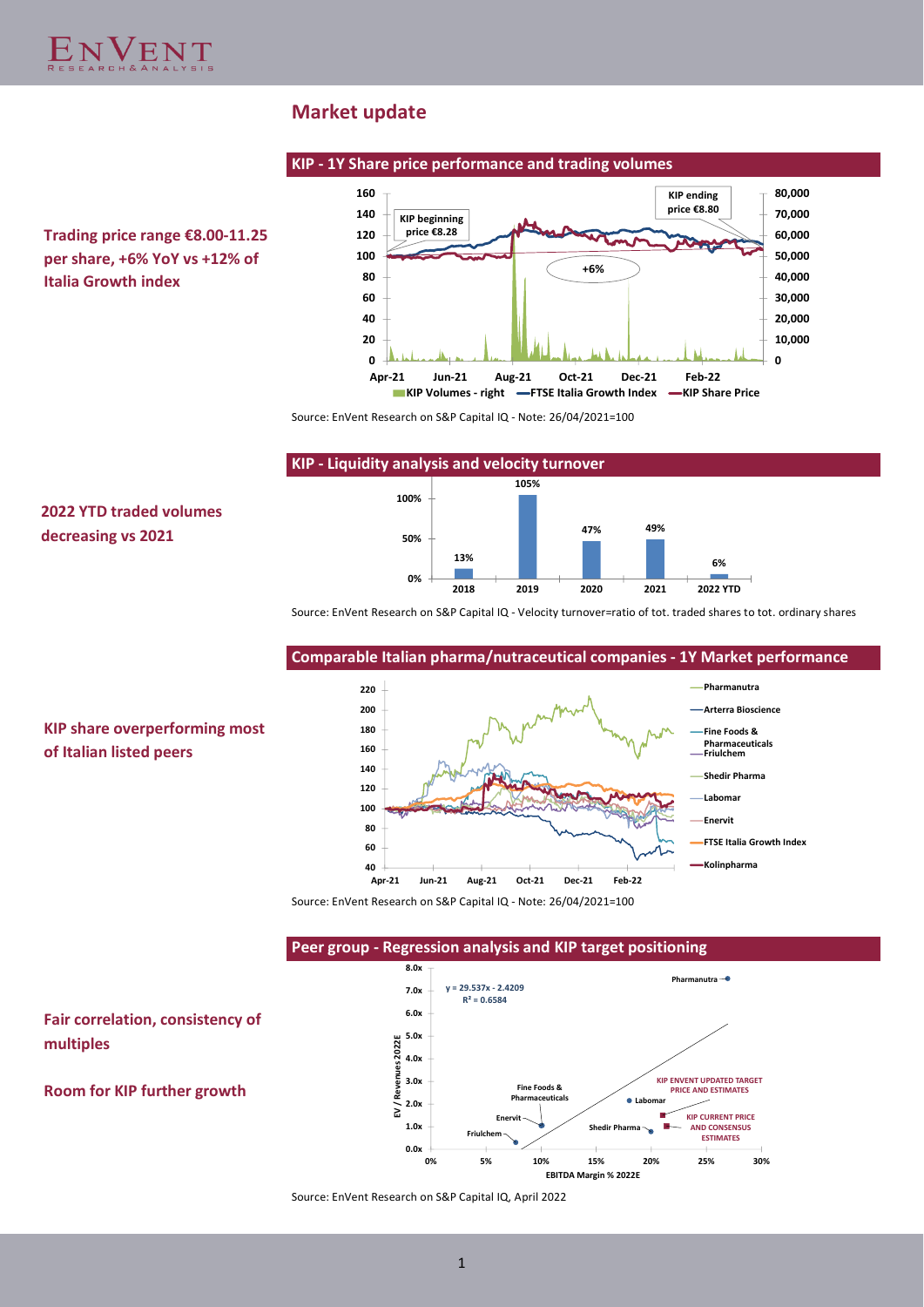## Market update

**Trading price range €8.00-11.25 per share, +6% YoY vs +12% of Italia Growth index**

### KIP - 1Y Share price performance and trading volumes

KIP beginning price €8.28

KIP ending price €8.80

+6%

KIP Volumes - right | FTSE Italia Growth Index | KIP Share Price

Source: EnVent Research on S&P Capital IQ - Note: 26/04/2021=100

**2022 YTD traded volumes decreasing vs 2021**

### KIP - Liquidity analysis and velocity turnover

| 2018 | 2019 | 2020 | 2021 | 2022 YTD |
|---|---|---|---|---|
| 13% | 105% | 47% | 49% | 6% |

Source: EnVent Research on S&P Capital IQ - Velocity turnover=ratio of tot. traded shares to tot. ordinary shares

**KIP share overperforming most of Italian listed peers**

### Comparable Italian pharma/nutraceutical companies - 1Y Market performance

Pharmanutra, Arterra Bioscience, Fine Foods & Pharmaceuticals, Friulchem, Shedir Pharma, Labomar, Enervit, FTSE Italia Growth Index, Kolinpharma

Source: EnVent Research on S&P Capital IQ - Note: 26/04/2021=100

**Fair correlation, consistency of multiples**

**Room for KIP further growth**

### Peer group - Regression analysis and KIP target positioning

$y = 29.537x - 2.4209$

$R^2 = 0.6584$

EV / Revenues 2022E vs EBITDA Margin % 2022E

Pharmanutra, Fine Foods & Pharmaceuticals, Labomar, Enervit, Friulchem, Shedir Pharma, KIP ENVENT UPDATED TARGET PRICE AND ESTIMATES, KIP CURRENT PRICE AND CONSENSUS ESTIMATES

Source: EnVent Research on S&P Capital IQ, April 2022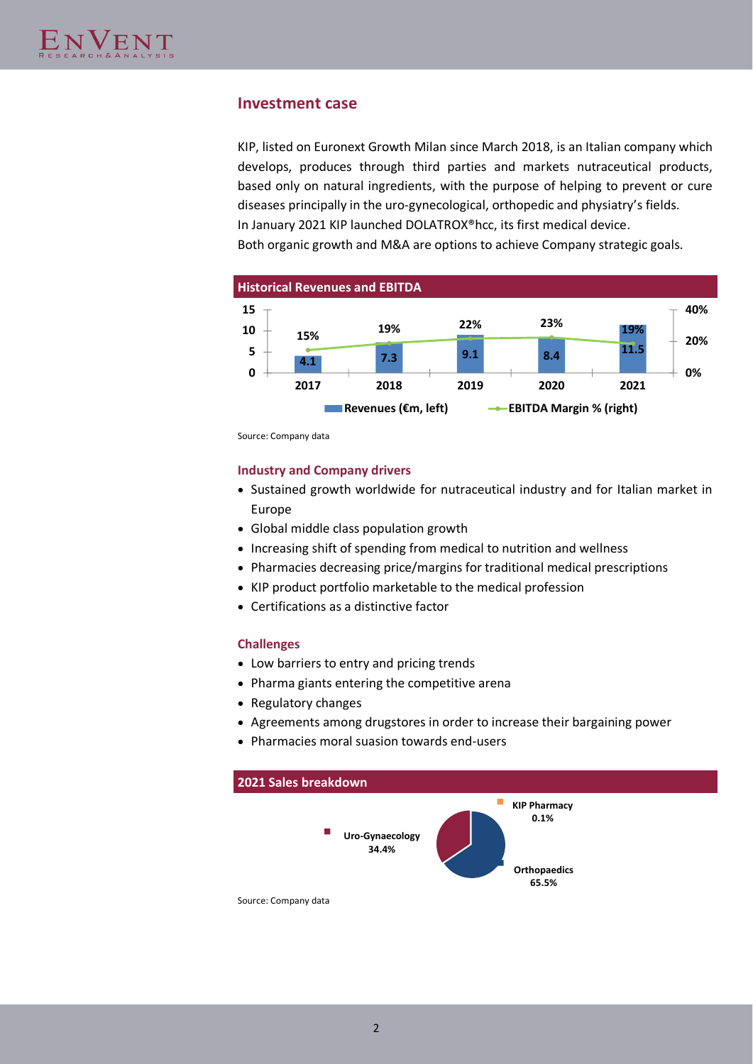## Investment case

KIP, listed on Euronext Growth Milan since March 2018, is an Italian company which develops, produces through third parties and markets nutraceutical products, based only on natural ingredients, with the purpose of helping to prevent or cure diseases principally in the uro-gynecological, orthopedic and physiatry's fields.
In January 2021 KIP launched DOLATROX®hcc, its first medical device.
Both organic growth and M&A are options to achieve Company strategic goals.

**Historical Revenues and EBITDA**

| | 2017 | 2018 | 2019 | 2020 | 2021 |
|---|---|---|---|---|---|
| Revenues (€m, left) | 4.1 | 7.3 | 9.1 | 8.4 | 11.5 |
| EBITDA Margin % (right) | 15% | 19% | 22% | 23% | 19% |

Source: Company data

### Industry and Company drivers

- Sustained growth worldwide for nutraceutical industry and for Italian market in Europe
- Global middle class population growth
- Increasing shift of spending from medical to nutrition and wellness
- Pharmacies decreasing price/margins for traditional medical prescriptions
- KIP product portfolio marketable to the medical profession
- Certifications as a distinctive factor

### Challenges

- Low barriers to entry and pricing trends
- Pharma giants entering the competitive arena
- Regulatory changes
- Agreements among drugstores in order to increase their bargaining power
- Pharmacies moral suasion towards end-users

**2021 Sales breakdown**

| Segment | % |
|---|---|
| Uro-Gynaecology | 34.4% |
| Orthopaedics | 65.5% |
| KIP Pharmacy | 0.1% |

Source: Company data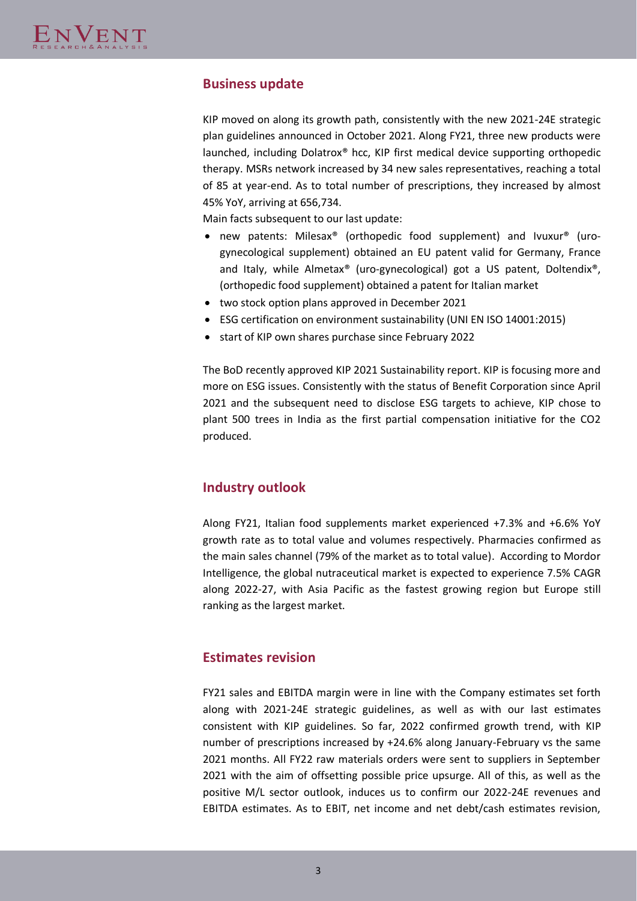## Business update

KIP moved on along its growth path, consistently with the new 2021-24E strategic plan guidelines announced in October 2021. Along FY21, three new products were launched, including Dolatrox® hcc, KIP first medical device supporting orthopedic therapy. MSRs network increased by 34 new sales representatives, reaching a total of 85 at year-end. As to total number of prescriptions, they increased by almost 45% YoY, arriving at 656,734.

Main facts subsequent to our last update:

- new patents: Milesax® (orthopedic food supplement) and Ivuxur® (uro-gynecological supplement) obtained an EU patent valid for Germany, France and Italy, while Almetax® (uro-gynecological) got a US patent, Doltendix®, (orthopedic food supplement) obtained a patent for Italian market
- two stock option plans approved in December 2021
- ESG certification on environment sustainability (UNI EN ISO 14001:2015)
- start of KIP own shares purchase since February 2022

The BoD recently approved KIP 2021 Sustainability report. KIP is focusing more and more on ESG issues. Consistently with the status of Benefit Corporation since April 2021 and the subsequent need to disclose ESG targets to achieve, KIP chose to plant 500 trees in India as the first partial compensation initiative for the $CO_2$ produced.

## Industry outlook

Along FY21, Italian food supplements market experienced +7.3% and +6.6% YoY growth rate as to total value and volumes respectively. Pharmacies confirmed as the main sales channel (79% of the market as to total value). According to Mordor Intelligence, the global nutraceutical market is expected to experience 7.5% CAGR along 2022-27, with Asia Pacific as the fastest growing region but Europe still ranking as the largest market.

## Estimates revision

FY21 sales and EBITDA margin were in line with the Company estimates set forth along with 2021-24E strategic guidelines, as well as with our last estimates consistent with KIP guidelines. So far, 2022 confirmed growth trend, with KIP number of prescriptions increased by +24.6% along January-February vs the same 2021 months. All FY22 raw materials orders were sent to suppliers in September 2021 with the aim of offsetting possible price upsurge. All of this, as well as the positive M/L sector outlook, induces us to confirm our 2022-24E revenues and EBITDA estimates. As to EBIT, net income and net debt/cash estimates revision,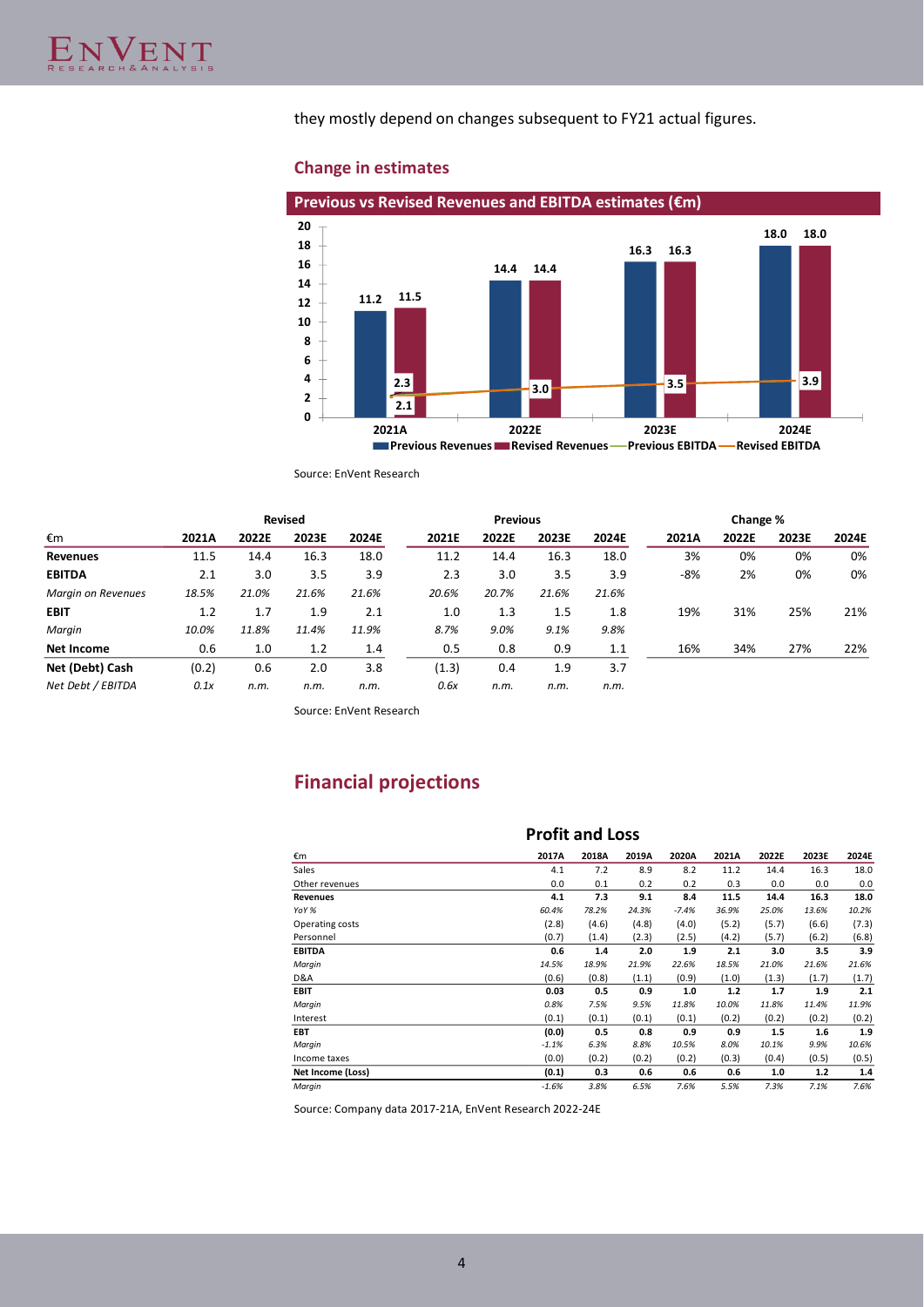they mostly depend on changes subsequent to FY21 actual figures.

## Change in estimates

**Previous vs Revised Revenues and EBITDA estimates (€m)**

| | 2021A | 2022E | 2023E | 2024E |
|---|---|---|---|---|
| Previous Revenues | 11.2 | 14.4 | 16.3 | 18.0 |
| Revised Revenues | 11.5 | 14.4 | 16.3 | 18.0 |
| Previous EBITDA | 2.3 | 3.0 | 3.5 | 3.9 |
| Revised EBITDA | 2.1 | 3.0 | 3.5 | 3.9 |

Source: EnVent Research

| €m | Revised | | | | Previous | | | | Change % | | | |
|---|---|---|---|---|---|---|---|---|---|---|---|---|
| | 2021A | 2022E | 2023E | 2024E | 2021E | 2022E | 2023E | 2024E | 2021A | 2022E | 2023E | 2024E |
| **Revenues** | 11.5 | 14.4 | 16.3 | 18.0 | 11.2 | 14.4 | 16.3 | 18.0 | 3% | 0% | 0% | 0% |
| **EBITDA** | 2.1 | 3.0 | 3.5 | 3.9 | 2.3 | 3.0 | 3.5 | 3.9 | -8% | 2% | 0% | 0% |
| *Margin on Revenues* | *18.5%* | *21.0%* | *21.6%* | *21.6%* | *20.6%* | *20.7%* | *21.6%* | *21.6%* | | | | |
| **EBIT** | 1.2 | 1.7 | 1.9 | 2.1 | 1.0 | 1.3 | 1.5 | 1.8 | 19% | 31% | 25% | 21% |
| *Margin* | *10.0%* | *11.8%* | *11.4%* | *11.9%* | *8.7%* | *9.0%* | *9.1%* | *9.8%* | | | | |
| **Net Income** | 0.6 | 1.0 | 1.2 | 1.4 | 0.5 | 0.8 | 0.9 | 1.1 | 16% | 34% | 27% | 22% |
| **Net (Debt) Cash** | (0.2) | 0.6 | 2.0 | 3.8 | (1.3) | 0.4 | 1.9 | 3.7 | | | | |
| *Net Debt / EBITDA* | *0.1x* | *n.m.* | *n.m.* | *n.m.* | *0.6x* | *n.m.* | *n.m.* | *n.m.* | | | | |

Source: EnVent Research

## Financial projections

### Profit and Loss

| €m | 2017A | 2018A | 2019A | 2020A | 2021A | 2022E | 2023E | 2024E |
|---|---|---|---|---|---|---|---|---|
| Sales | 4.1 | 7.2 | 8.9 | 8.2 | 11.2 | 14.4 | 16.3 | 18.0 |
| Other revenues | 0.0 | 0.1 | 0.2 | 0.2 | 0.3 | 0.0 | 0.0 | 0.0 |
| **Revenues** | **4.1** | **7.3** | **9.1** | **8.4** | **11.5** | **14.4** | **16.3** | **18.0** |
| *YoY %* | *60.4%* | *78.2%* | *24.3%* | *-7.4%* | *36.9%* | *25.0%* | *13.6%* | *10.2%* |
| Operating costs | (2.8) | (4.6) | (4.8) | (4.0) | (5.2) | (5.7) | (6.6) | (7.3) |
| Personnel | (0.7) | (1.4) | (2.3) | (2.5) | (4.2) | (5.7) | (6.2) | (6.8) |
| **EBITDA** | **0.6** | **1.4** | **2.0** | **1.9** | **2.1** | **3.0** | **3.5** | **3.9** |
| *Margin* | *14.5%* | *18.9%* | *21.9%* | *22.6%* | *18.5%* | *21.0%* | *21.6%* | *21.6%* |
| D&A | (0.6) | (0.8) | (1.1) | (0.9) | (1.0) | (1.3) | (1.7) | (1.7) |
| **EBIT** | **0.03** | **0.5** | **0.9** | **1.0** | **1.2** | **1.7** | **1.9** | **2.1** |
| *Margin* | *0.8%* | *7.5%* | *9.5%* | *11.8%* | *10.0%* | *11.8%* | *11.4%* | *11.9%* |
| Interest | (0.1) | (0.1) | (0.1) | (0.1) | (0.2) | (0.2) | (0.2) | (0.2) |
| **EBT** | **(0.0)** | **0.5** | **0.8** | **0.9** | **0.9** | **1.5** | **1.6** | **1.9** |
| *Margin* | *-1.1%* | *6.3%* | *8.8%* | *10.5%* | *8.0%* | *10.1%* | *9.9%* | *10.6%* |
| Income taxes | (0.0) | (0.2) | (0.2) | (0.2) | (0.3) | (0.4) | (0.5) | (0.5) |
| **Net Income (Loss)** | **(0.1)** | **0.3** | **0.6** | **0.6** | **0.6** | **1.0** | **1.2** | **1.4** |
| *Margin* | *-1.6%* | *3.8%* | *6.5%* | *7.6%* | *5.5%* | *7.3%* | *7.1%* | *7.6%* |

Source: Company data 2017-21A, EnVent Research 2022-24E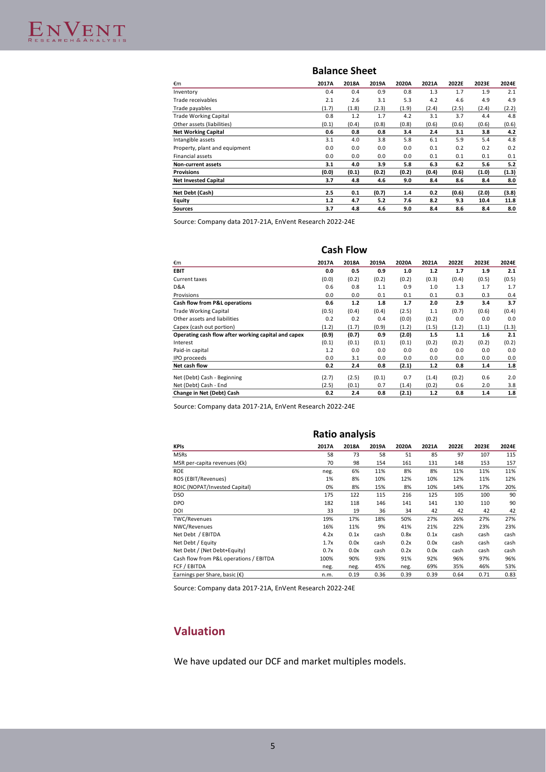## Balance Sheet

| €m | 2017A | 2018A | 2019A | 2020A | 2021A | 2022E | 2023E | 2024E |
|---|---|---|---|---|---|---|---|---|
| Inventory | 0.4 | 0.4 | 0.9 | 0.8 | 1.3 | 1.7 | 1.9 | 2.1 |
| Trade receivables | 2.1 | 2.6 | 3.1 | 5.3 | 4.2 | 4.6 | 4.9 | 4.9 |
| Trade payables | (1.7) | (1.8) | (2.3) | (1.9) | (2.4) | (2.5) | (2.4) | (2.2) |
| Trade Working Capital | 0.8 | 1.2 | 1.7 | 4.2 | 3.1 | 3.7 | 4.4 | 4.8 |
| Other assets (liabilities) | (0.1) | (0.4) | (0.8) | (0.8) | (0.6) | (0.6) | (0.6) | (0.6) |
| **Net Working Capital** | **0.6** | **0.8** | **0.8** | **3.4** | **2.4** | **3.1** | **3.8** | **4.2** |
| Intangible assets | 3.1 | 4.0 | 3.8 | 5.8 | 6.1 | 5.9 | 5.4 | 4.8 |
| Property, plant and equipment | 0.0 | 0.0 | 0.0 | 0.0 | 0.1 | 0.2 | 0.2 | 0.2 |
| Financial assets | 0.0 | 0.0 | 0.0 | 0.0 | 0.1 | 0.1 | 0.1 | 0.1 |
| **Non-current assets** | **3.1** | **4.0** | **3.9** | **5.8** | **6.3** | **6.2** | **5.6** | **5.2** |
| **Provisions** | **(0.0)** | **(0.1)** | **(0.2)** | **(0.2)** | **(0.4)** | **(0.6)** | **(1.0)** | **(1.3)** |
| **Net Invested Capital** | **3.7** | **4.8** | **4.6** | **9.0** | **8.4** | **8.6** | **8.4** | **8.0** |
| **Net Debt (Cash)** | **2.5** | **0.1** | **(0.7)** | **1.4** | **0.2** | **(0.6)** | **(2.0)** | **(3.8)** |
| **Equity** | **1.2** | **4.7** | **5.2** | **7.6** | **8.2** | **9.3** | **10.4** | **11.8** |
| **Sources** | **3.7** | **4.8** | **4.6** | **9.0** | **8.4** | **8.6** | **8.4** | **8.0** |

Source: Company data 2017-21A, EnVent Research 2022-24E

## Cash Flow

| €m | 2017A | 2018A | 2019A | 2020A | 2021A | 2022E | 2023E | 2024E |
|---|---|---|---|---|---|---|---|---|
| **EBIT** | **0.0** | **0.5** | **0.9** | **1.0** | **1.2** | **1.7** | **1.9** | **2.1** |
| Current taxes | (0.0) | (0.2) | (0.2) | (0.2) | (0.3) | (0.4) | (0.5) | (0.5) |
| D&A | 0.6 | 0.8 | 1.1 | 0.9 | 1.0 | 1.3 | 1.7 | 1.7 |
| Provisions | 0.0 | 0.0 | 0.1 | 0.1 | 0.1 | 0.3 | 0.3 | 0.4 |
| **Cash flow from P&L operations** | **0.6** | **1.2** | **1.8** | **1.7** | **2.0** | **2.9** | **3.4** | **3.7** |
| Trade Working Capital | (0.5) | (0.4) | (0.4) | (2.5) | 1.1 | (0.7) | (0.6) | (0.4) |
| Other assets and liabilities | 0.2 | 0.2 | 0.4 | (0.0) | (0.2) | 0.0 | 0.0 | 0.0 |
| Capex (cash out portion) | (1.2) | (1.7) | (0.9) | (1.2) | (1.5) | (1.2) | (1.1) | (1.3) |
| **Operating cash flow after working capital and capex** | **(0.9)** | **(0.7)** | **0.9** | **(2.0)** | **1.5** | **1.1** | **1.6** | **2.1** |
| Interest | (0.1) | (0.1) | (0.1) | (0.1) | (0.2) | (0.2) | (0.2) | (0.2) |
| Paid-in capital | 1.2 | 0.0 | 0.0 | 0.0 | 0.0 | 0.0 | 0.0 | 0.0 |
| IPO proceeds | 0.0 | 3.1 | 0.0 | 0.0 | 0.0 | 0.0 | 0.0 | 0.0 |
| **Net cash flow** | **0.2** | **2.4** | **0.8** | **(2.1)** | **1.2** | **0.8** | **1.4** | **1.8** |
| Net (Debt) Cash - Beginning | (2.7) | (2.5) | (0.1) | 0.7 | (1.4) | (0.2) | 0.6 | 2.0 |
| Net (Debt) Cash - End | (2.5) | (0.1) | 0.7 | (1.4) | (0.2) | 0.6 | 2.0 | 3.8 |
| **Change in Net (Debt) Cash** | **0.2** | **2.4** | **0.8** | **(2.1)** | **1.2** | **0.8** | **1.4** | **1.8** |

Source: Company data 2017-21A, EnVent Research 2022-24E

## Ratio analysis

| KPIs | 2017A | 2018A | 2019A | 2020A | 2021A | 2022E | 2023E | 2024E |
|---|---|---|---|---|---|---|---|---|
| MSRs | 58 | 73 | 58 | 51 | 85 | 97 | 107 | 115 |
| MSR per-capita revenues (€k) | 70 | 98 | 154 | 161 | 131 | 148 | 153 | 157 |
| ROE | neg. | 6% | 11% | 8% | 8% | 11% | 11% | 11% |
| ROS (EBIT/Revenues) | 1% | 8% | 10% | 12% | 10% | 12% | 11% | 12% |
| ROIC (NOPAT/Invested Capital) | 0% | 8% | 15% | 8% | 10% | 14% | 17% | 20% |
| DSO | 175 | 122 | 115 | 216 | 125 | 105 | 100 | 90 |
| DPO | 182 | 118 | 146 | 141 | 141 | 130 | 110 | 90 |
| DOI | 33 | 19 | 36 | 34 | 42 | 42 | 42 | 42 |
| TWC/Revenues | 19% | 17% | 18% | 50% | 27% | 26% | 27% | 27% |
| NWC/Revenues | 16% | 11% | 9% | 41% | 21% | 22% | 23% | 23% |
| Net Debt / EBITDA | 4.2x | 0.1x | cash | 0.8x | 0.1x | cash | cash | cash |
| Net Debt / Equity | 1.7x | 0.0x | cash | 0.2x | 0.0x | cash | cash | cash |
| Net Debt / (Net Debt+Equity) | 0.7x | 0.0x | cash | 0.2x | 0.0x | cash | cash | cash |
| Cash flow from P&L operations / EBITDA | 100% | 90% | 93% | 91% | 92% | 96% | 97% | 96% |
| FCF / EBITDA | neg. | neg. | 45% | neg. | 69% | 35% | 46% | 53% |
| Earnings per Share, basic (€) | n.m. | 0.19 | 0.36 | 0.39 | 0.39 | 0.64 | 0.71 | 0.83 |

Source: Company data 2017-21A, EnVent Research 2022-24E

# Valuation

We have updated our DCF and market multiples models.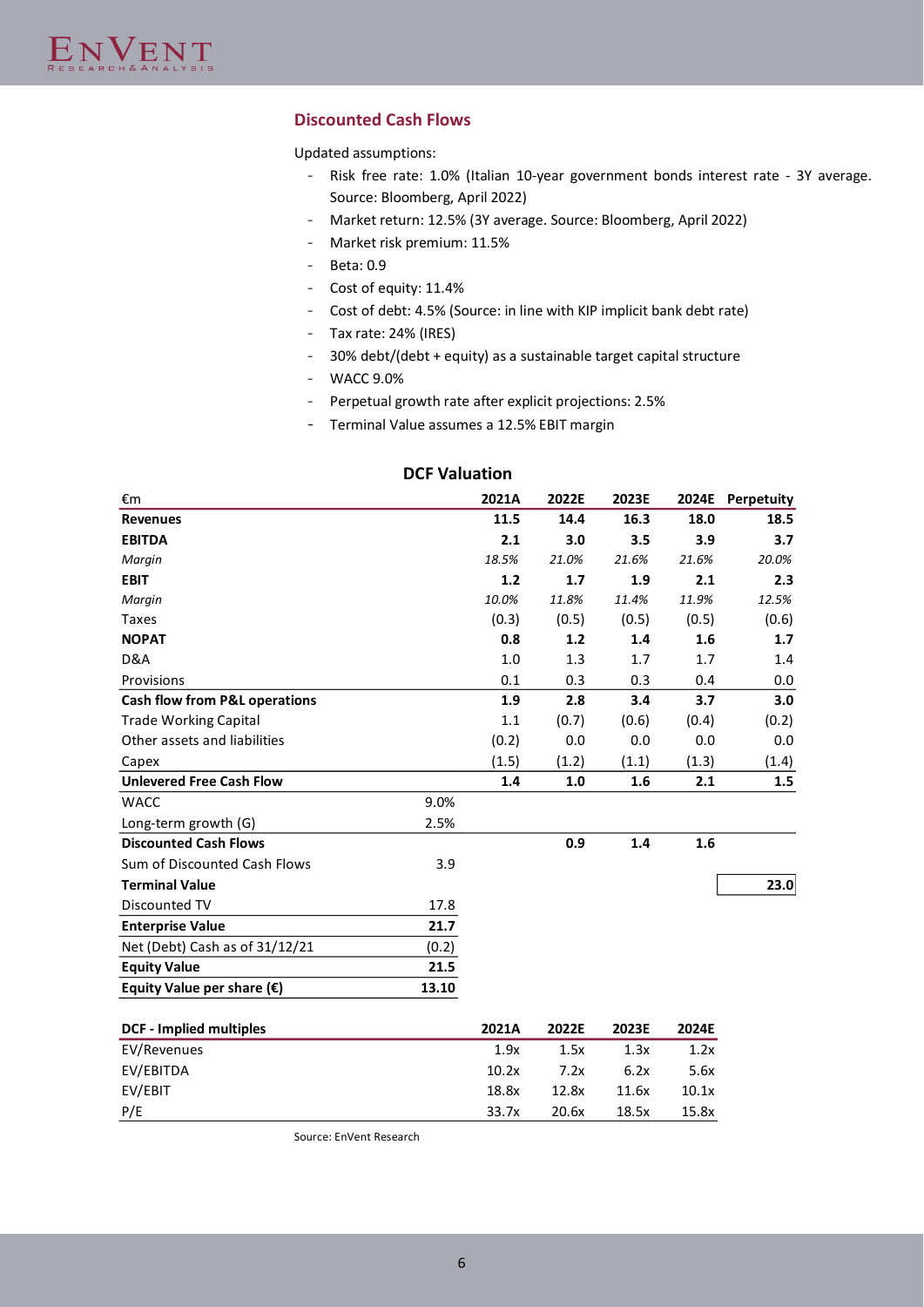## Discounted Cash Flows

Updated assumptions:

- Risk free rate: 1.0% (Italian 10-year government bonds interest rate - 3Y average. Source: Bloomberg, April 2022)
- Market return: 12.5% (3Y average. Source: Bloomberg, April 2022)
- Market risk premium: 11.5%
- Beta: 0.9
- Cost of equity: 11.4%
- Cost of debt: 4.5% (Source: in line with KIP implicit bank debt rate)
- Tax rate: 24% (IRES)
- 30% debt/(debt + equity) as a sustainable target capital structure
- WACC 9.0%
- Perpetual growth rate after explicit projections: 2.5%
- Terminal Value assumes a 12.5% EBIT margin

### DCF Valuation

| €m | | 2021A | 2022E | 2023E | 2024E | Perpetuity |
|---|---|---|---|---|---|---|
| **Revenues** | | **11.5** | **14.4** | **16.3** | **18.0** | **18.5** |
| **EBITDA** | | **2.1** | **3.0** | **3.5** | **3.9** | **3.7** |
| *Margin* | | *18.5%* | *21.0%* | *21.6%* | *21.6%* | *20.0%* |
| **EBIT** | | **1.2** | **1.7** | **1.9** | **2.1** | **2.3** |
| *Margin* | | *10.0%* | *11.8%* | *11.4%* | *11.9%* | *12.5%* |
| Taxes | | (0.3) | (0.5) | (0.5) | (0.5) | (0.6) |
| **NOPAT** | | **0.8** | **1.2** | **1.4** | **1.6** | **1.7** |
| D&A | | 1.0 | 1.3 | 1.7 | 1.7 | 1.4 |
| Provisions | | 0.1 | 0.3 | 0.3 | 0.4 | 0.0 |
| **Cash flow from P&L operations** | | **1.9** | **2.8** | **3.4** | **3.7** | **3.0** |
| Trade Working Capital | | 1.1 | (0.7) | (0.6) | (0.4) | (0.2) |
| Other assets and liabilities | | (0.2) | 0.0 | 0.0 | 0.0 | 0.0 |
| Capex | | (1.5) | (1.2) | (1.1) | (1.3) | (1.4) |
| **Unlevered Free Cash Flow** | | **1.4** | **1.0** | **1.6** | **2.1** | **1.5** |
| WACC | 9.0% | | | | | |
| Long-term growth (G) | 2.5% | | | | | |
| **Discounted Cash Flows** | | | **0.9** | **1.4** | **1.6** | |
| Sum of Discounted Cash Flows | 3.9 | | | | | |
| **Terminal Value** | | | | | | **23.0** |
| Discounted TV | 17.8 | | | | | |
| **Enterprise Value** | **21.7** | | | | | |
| Net (Debt) Cash as of 31/12/21 | (0.2) | | | | | |
| **Equity Value** | **21.5** | | | | | |
| **Equity Value per share (€)** | **13.10** | | | | | |

| **DCF - Implied multiples** | 2021A | 2022E | 2023E | 2024E |
|---|---|---|---|---|
| EV/Revenues | 1.9x | 1.5x | 1.3x | 1.2x |
| EV/EBITDA | 10.2x | 7.2x | 6.2x | 5.6x |
| EV/EBIT | 18.8x | 12.8x | 11.6x | 10.1x |
| P/E | 33.7x | 20.6x | 18.5x | 15.8x |

Source: EnVent Research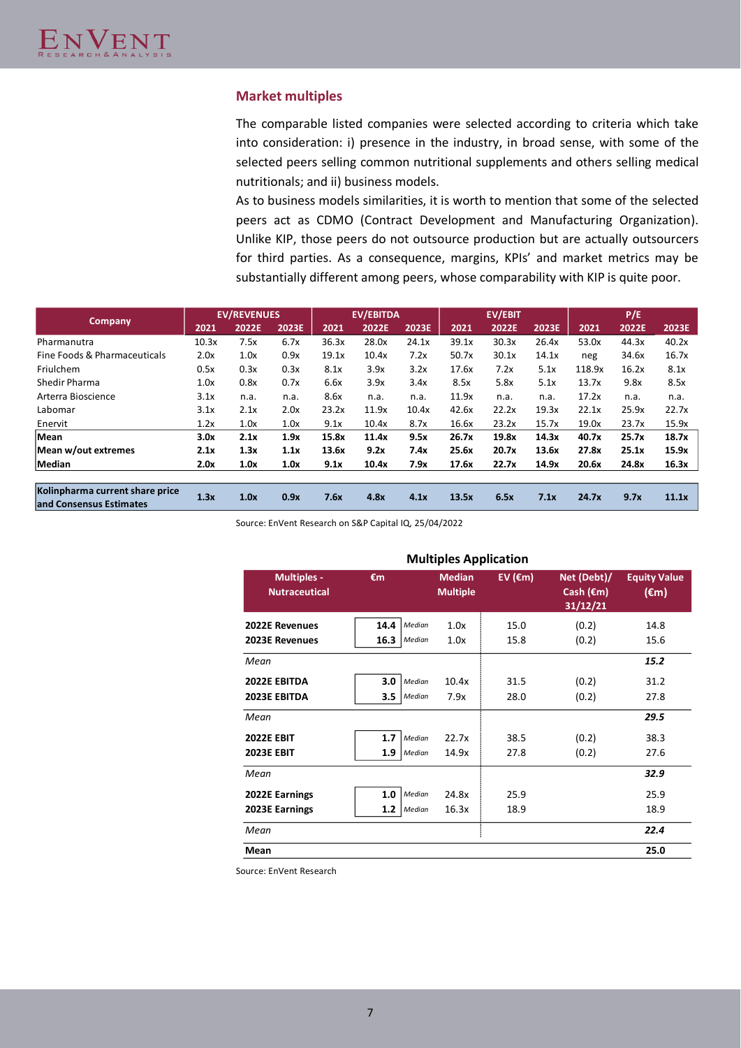## Market multiples

The comparable listed companies were selected according to criteria which take into consideration: i) presence in the industry, in broad sense, with some of the selected peers selling common nutritional supplements and others selling medical nutritionals; and ii) business models.

As to business models similarities, it is worth to mention that some of the selected peers act as CDMO (Contract Development and Manufacturing Organization). Unlike KIP, those peers do not outsource production but are actually outsourcers for third parties. As a consequence, margins, KPIs' and market metrics may be substantially different among peers, whose comparability with KIP is quite poor.

| Company | EV/REVENUES | | | EV/EBITDA | | | EV/EBIT | | | P/E | | |
|---|---|---|---|---|---|---|---|---|---|---|---|---|
| | 2021 | 2022E | 2023E | 2021 | 2022E | 2023E | 2021 | 2022E | 2023E | 2021 | 2022E | 2023E |
| Pharmanutra | 10.3x | 7.5x | 6.7x | 36.3x | 28.0x | 24.1x | 39.1x | 30.3x | 26.4x | 53.0x | 44.3x | 40.2x |
| Fine Foods & Pharmaceuticals | 2.0x | 1.0x | 0.9x | 19.1x | 10.4x | 7.2x | 50.7x | 30.1x | 14.1x | neg | 34.6x | 16.7x |
| Friulchem | 0.5x | 0.3x | 0.3x | 8.1x | 3.9x | 3.2x | 17.6x | 7.2x | 5.1x | 118.9x | 16.2x | 8.1x |
| Shedir Pharma | 1.0x | 0.8x | 0.7x | 6.6x | 3.9x | 3.4x | 8.5x | 5.8x | 5.1x | 13.7x | 9.8x | 8.5x |
| Arterra Bioscience | 3.1x | n.a. | n.a. | 8.6x | n.a. | n.a. | 11.9x | n.a. | n.a. | 17.2x | n.a. | n.a. |
| Labomar | 3.1x | 2.1x | 2.0x | 23.2x | 11.9x | 10.4x | 42.6x | 22.2x | 19.3x | 22.1x | 25.9x | 22.7x |
| Enervit | 1.2x | 1.0x | 1.0x | 9.1x | 10.4x | 8.7x | 16.6x | 23.2x | 15.7x | 19.0x | 23.7x | 15.9x |
| **Mean** | **3.0x** | **2.1x** | **1.9x** | **15.8x** | **11.4x** | **9.5x** | **26.7x** | **19.8x** | **14.3x** | **40.7x** | **25.7x** | **18.7x** |
| **Mean w/out extremes** | **2.1x** | **1.3x** | **1.1x** | **13.6x** | **9.2x** | **7.4x** | **25.6x** | **20.7x** | **13.6x** | **27.8x** | **25.1x** | **15.9x** |
| **Median** | **2.0x** | **1.0x** | **1.0x** | **9.1x** | **10.4x** | **7.9x** | **17.6x** | **22.7x** | **14.9x** | **20.6x** | **24.8x** | **16.3x** |
| **Kolinpharma current share price and Consensus Estimates** | **1.3x** | **1.0x** | **0.9x** | **7.6x** | **4.8x** | **4.1x** | **13.5x** | **6.5x** | **7.1x** | **24.7x** | **9.7x** | **11.1x** |

Source: EnVent Research on S&P Capital IQ, 25/04/2022

**Multiples Application**

| Multiples - Nutraceutical | €m | | Median Multiple | EV (€m) | Net (Debt)/ Cash (€m) 31/12/21 | Equity Value (€m) |
|---|---|---|---|---|---|---|
| **2022E Revenues** | **14.4** | *Median* | 1.0x | 15.0 | (0.2) | 14.8 |
| **2023E Revenues** | **16.3** | *Median* | 1.0x | 15.8 | (0.2) | 15.6 |
| *Mean* | | | | | | ***15.2*** |
| **2022E EBITDA** | **3.0** | *Median* | 10.4x | 31.5 | (0.2) | 31.2 |
| **2023E EBITDA** | **3.5** | *Median* | 7.9x | 28.0 | (0.2) | 27.8 |
| *Mean* | | | | | | ***29.5*** |
| **2022E EBIT** | **1.7** | *Median* | 22.7x | 38.5 | (0.2) | 38.3 |
| **2023E EBIT** | **1.9** | *Median* | 14.9x | 27.8 | (0.2) | 27.6 |
| *Mean* | | | | | | ***32.9*** |
| **2022E Earnings** | **1.0** | *Median* | 24.8x | 25.9 | | 25.9 |
| **2023E Earnings** | **1.2** | *Median* | 16.3x | 18.9 | | 18.9 |
| *Mean* | | | | | | ***22.4*** |
| **Mean** | | | | | | **25.0** |

Source: EnVent Research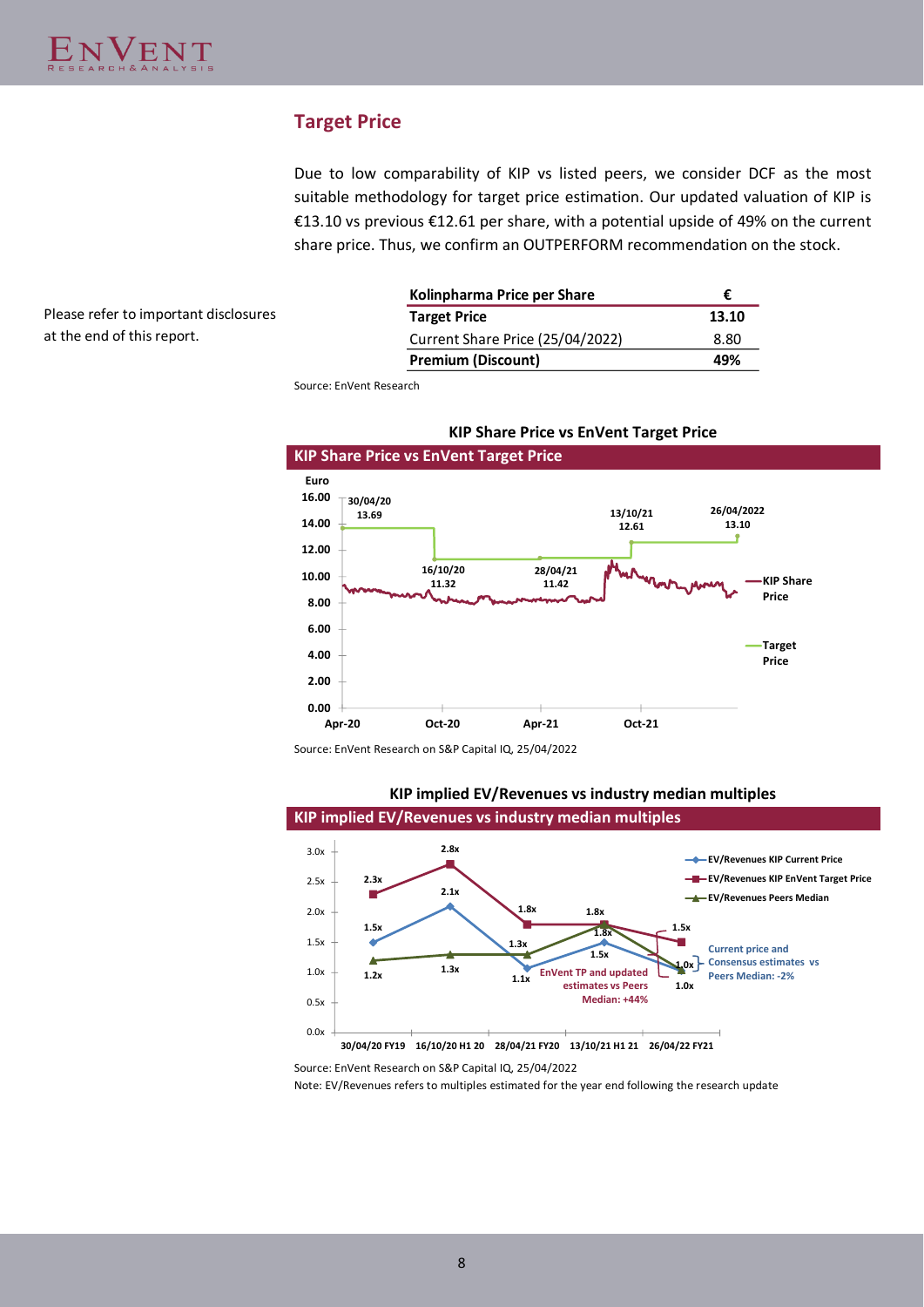## Target Price

Due to low comparability of KIP vs listed peers, we consider DCF as the most suitable methodology for target price estimation. Our updated valuation of KIP is €13.10 vs previous €12.61 per share, with a potential upside of 49% on the current share price. Thus, we confirm an OUTPERFORM recommendation on the stock.

Please refer to important disclosures at the end of this report.

| Kolinpharma Price per Share | € |
|---|---|
| **Target Price** | **13.10** |
| Current Share Price (25/04/2022) | 8.80 |
| **Premium (Discount)** | **49%** |

Source: EnVent Research

**KIP Share Price vs EnVent Target Price**

Source: EnVent Research on S&P Capital IQ, 25/04/2022

**KIP implied EV/Revenues vs industry median multiples**

Source: EnVent Research on S&P Capital IQ, 25/04/2022

Note: EV/Revenues refers to multiples estimated for the year end following the research update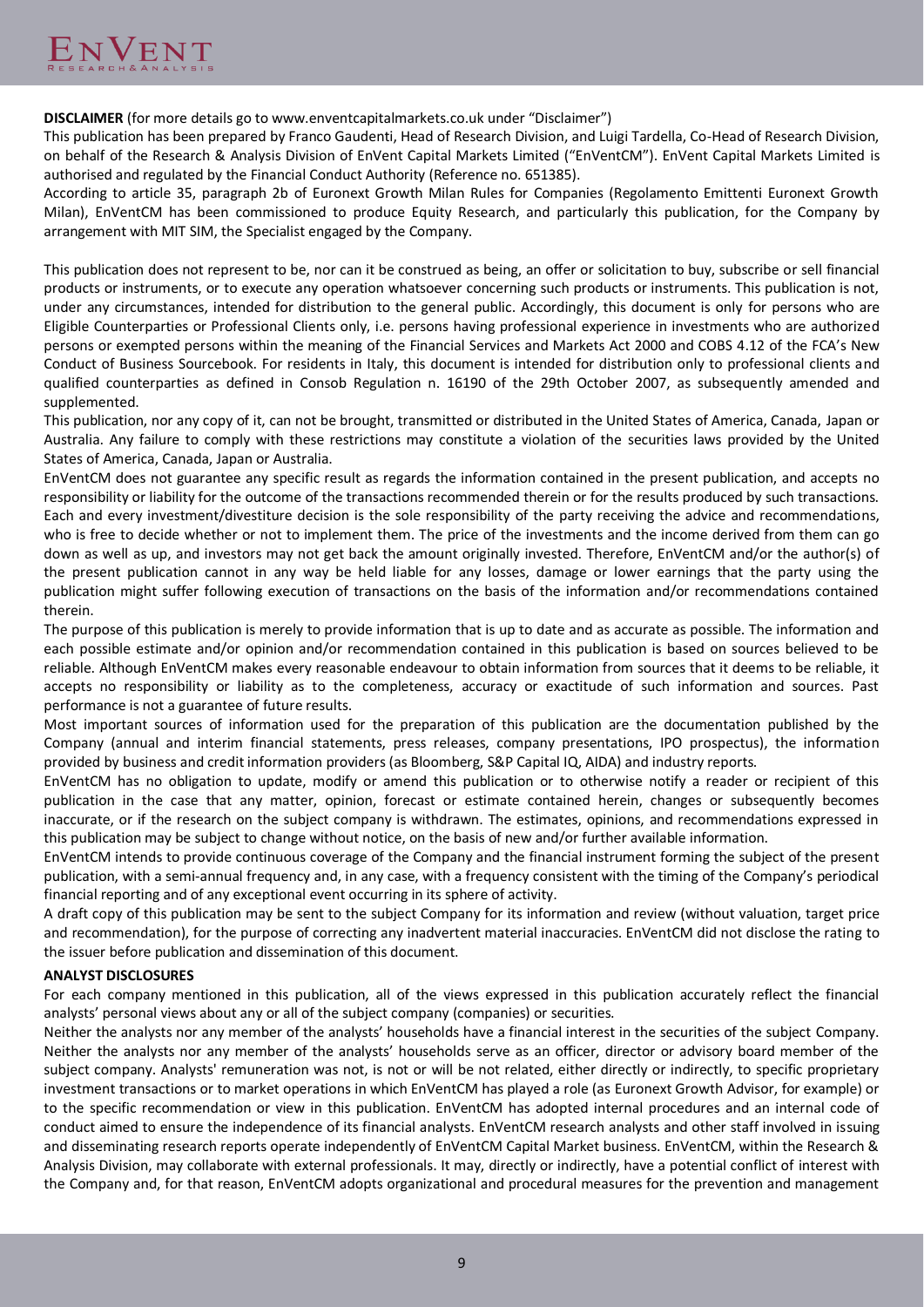**DISCLAIMER** (for more details go to www.enventcapitalmarkets.co.uk under "Disclaimer")

This publication has been prepared by Franco Gaudenti, Head of Research Division, and Luigi Tardella, Co-Head of Research Division, on behalf of the Research & Analysis Division of EnVent Capital Markets Limited ("EnVentCM"). EnVent Capital Markets Limited is authorised and regulated by the Financial Conduct Authority (Reference no. 651385).

According to article 35, paragraph 2b of Euronext Growth Milan Rules for Companies (Regolamento Emittenti Euronext Growth Milan), EnVentCM has been commissioned to produce Equity Research, and particularly this publication, for the Company by arrangement with MIT SIM, the Specialist engaged by the Company.

This publication does not represent to be, nor can it be construed as being, an offer or solicitation to buy, subscribe or sell financial products or instruments, or to execute any operation whatsoever concerning such products or instruments. This publication is not, under any circumstances, intended for distribution to the general public. Accordingly, this document is only for persons who are Eligible Counterparties or Professional Clients only, i.e. persons having professional experience in investments who are authorized persons or exempted persons within the meaning of the Financial Services and Markets Act 2000 and COBS 4.12 of the FCA's New Conduct of Business Sourcebook. For residents in Italy, this document is intended for distribution only to professional clients and qualified counterparties as defined in Consob Regulation n. 16190 of the 29th October 2007, as subsequently amended and supplemented.

This publication, nor any copy of it, can not be brought, transmitted or distributed in the United States of America, Canada, Japan or Australia. Any failure to comply with these restrictions may constitute a violation of the securities laws provided by the United States of America, Canada, Japan or Australia.

EnVentCM does not guarantee any specific result as regards the information contained in the present publication, and accepts no responsibility or liability for the outcome of the transactions recommended therein or for the results produced by such transactions. Each and every investment/divestiture decision is the sole responsibility of the party receiving the advice and recommendations, who is free to decide whether or not to implement them. The price of the investments and the income derived from them can go down as well as up, and investors may not get back the amount originally invested. Therefore, EnVentCM and/or the author(s) of the present publication cannot in any way be held liable for any losses, damage or lower earnings that the party using the publication might suffer following execution of transactions on the basis of the information and/or recommendations contained therein.

The purpose of this publication is merely to provide information that is up to date and as accurate as possible. The information and each possible estimate and/or opinion and/or recommendation contained in this publication is based on sources believed to be reliable. Although EnVentCM makes every reasonable endeavour to obtain information from sources that it deems to be reliable, it accepts no responsibility or liability as to the completeness, accuracy or exactitude of such information and sources. Past performance is not a guarantee of future results.

Most important sources of information used for the preparation of this publication are the documentation published by the Company (annual and interim financial statements, press releases, company presentations, IPO prospectus), the information provided by business and credit information providers (as Bloomberg, S&P Capital IQ, AIDA) and industry reports.

EnVentCM has no obligation to update, modify or amend this publication or to otherwise notify a reader or recipient of this publication in the case that any matter, opinion, forecast or estimate contained herein, changes or subsequently becomes inaccurate, or if the research on the subject company is withdrawn. The estimates, opinions, and recommendations expressed in this publication may be subject to change without notice, on the basis of new and/or further available information.

EnVentCM intends to provide continuous coverage of the Company and the financial instrument forming the subject of the present publication, with a semi-annual frequency and, in any case, with a frequency consistent with the timing of the Company's periodical financial reporting and of any exceptional event occurring in its sphere of activity.

A draft copy of this publication may be sent to the subject Company for its information and review (without valuation, target price and recommendation), for the purpose of correcting any inadvertent material inaccuracies. EnVentCM did not disclose the rating to the issuer before publication and dissemination of this document.

**ANALYST DISCLOSURES**

For each company mentioned in this publication, all of the views expressed in this publication accurately reflect the financial analysts' personal views about any or all of the subject company (companies) or securities.

Neither the analysts nor any member of the analysts' households have a financial interest in the securities of the subject Company. Neither the analysts nor any member of the analysts' households serve as an officer, director or advisory board member of the subject company. Analysts' remuneration was not, is not or will be not related, either directly or indirectly, to specific proprietary investment transactions or to market operations in which EnVentCM has played a role (as Euronext Growth Advisor, for example) or to the specific recommendation or view in this publication. EnVentCM has adopted internal procedures and an internal code of conduct aimed to ensure the independence of its financial analysts. EnVentCM research analysts and other staff involved in issuing and disseminating research reports operate independently of EnVentCM Capital Market business. EnVentCM, within the Research & Analysis Division, may collaborate with external professionals. It may, directly or indirectly, have a potential conflict of interest with the Company and, for that reason, EnVentCM adopts organizational and procedural measures for the prevention and management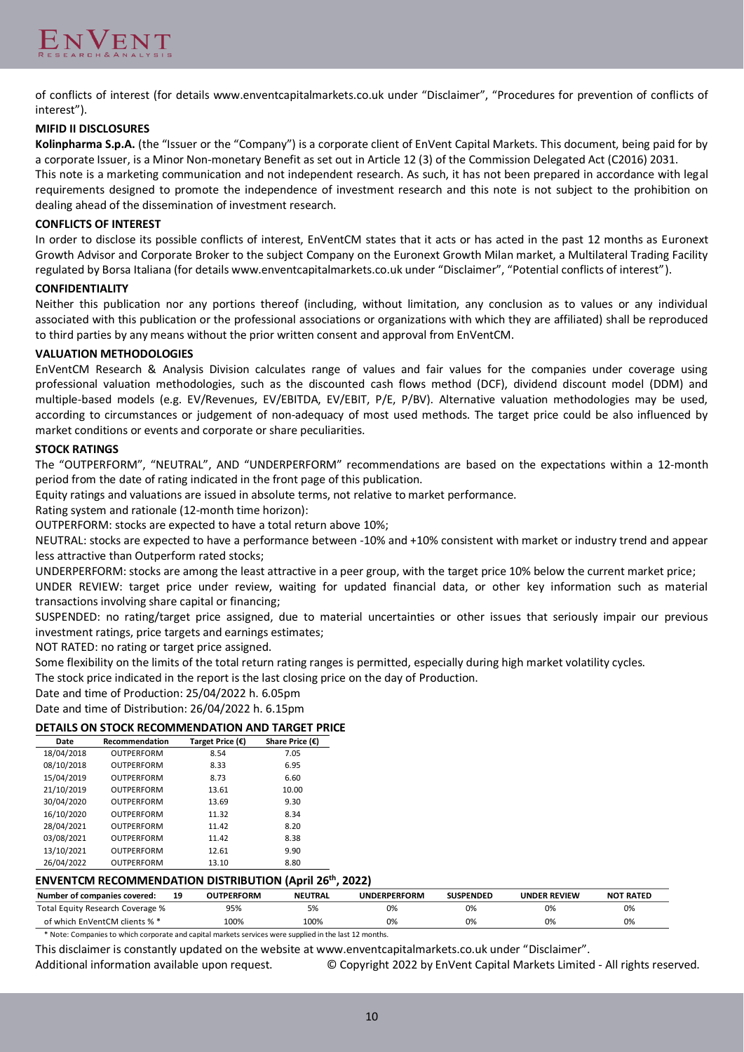of conflicts of interest (for details www.enventcapitalmarkets.co.uk under "Disclaimer", "Procedures for prevention of conflicts of interest").

**MIFID II DISCLOSURES**

**Kolinpharma S.p.A.** (the "Issuer or the "Company") is a corporate client of EnVent Capital Markets. This document, being paid for by a corporate Issuer, is a Minor Non-monetary Benefit as set out in Article 12 (3) of the Commission Delegated Act (C2016) 2031.
This note is a marketing communication and not independent research. As such, it has not been prepared in accordance with legal requirements designed to promote the independence of investment research and this note is not subject to the prohibition on dealing ahead of the dissemination of investment research.

**CONFLICTS OF INTEREST**

In order to disclose its possible conflicts of interest, EnVentCM states that it acts or has acted in the past 12 months as Euronext Growth Advisor and Corporate Broker to the subject Company on the Euronext Growth Milan market, a Multilateral Trading Facility regulated by Borsa Italiana (for details www.enventcapitalmarkets.co.uk under "Disclaimer", "Potential conflicts of interest").

**CONFIDENTIALITY**

Neither this publication nor any portions thereof (including, without limitation, any conclusion as to values or any individual associated with this publication or the professional associations or organizations with which they are affiliated) shall be reproduced to third parties by any means without the prior written consent and approval from EnVentCM.

**VALUATION METHODOLOGIES**

EnVentCM Research & Analysis Division calculates range of values and fair values for the companies under coverage using professional valuation methodologies, such as the discounted cash flows method (DCF), dividend discount model (DDM) and multiple-based models (e.g. EV/Revenues, EV/EBITDA, EV/EBIT, P/E, P/BV). Alternative valuation methodologies may be used, according to circumstances or judgement of non-adequacy of most used methods. The target price could be also influenced by market conditions or events and corporate or share peculiarities.

**STOCK RATINGS**

The "OUTPERFORM", "NEUTRAL", AND "UNDERPERFORM" recommendations are based on the expectations within a 12-month period from the date of rating indicated in the front page of this publication.

Equity ratings and valuations are issued in absolute terms, not relative to market performance.

Rating system and rationale (12-month time horizon):

OUTPERFORM: stocks are expected to have a total return above 10%;

NEUTRAL: stocks are expected to have a performance between -10% and +10% consistent with market or industry trend and appear less attractive than Outperform rated stocks;

UNDERPERFORM: stocks are among the least attractive in a peer group, with the target price 10% below the current market price;

UNDER REVIEW: target price under review, waiting for updated financial data, or other key information such as material transactions involving share capital or financing;

SUSPENDED: no rating/target price assigned, due to material uncertainties or other issues that seriously impair our previous investment ratings, price targets and earnings estimates;

NOT RATED: no rating or target price assigned.

Some flexibility on the limits of the total return rating ranges is permitted, especially during high market volatility cycles.

The stock price indicated in the report is the last closing price on the day of Production.

Date and time of Production: 25/04/2022 h. 6.05pm

Date and time of Distribution: 26/04/2022 h. 6.15pm

**DETAILS ON STOCK RECOMMENDATION AND TARGET PRICE**

| Date | Recommendation | Target Price (€) | Share Price (€) |
|---|---|---|---|
| 18/04/2018 | OUTPERFORM | 8.54 | 7.05 |
| 08/10/2018 | OUTPERFORM | 8.33 | 6.95 |
| 15/04/2019 | OUTPERFORM | 8.73 | 6.60 |
| 21/10/2019 | OUTPERFORM | 13.61 | 10.00 |
| 30/04/2020 | OUTPERFORM | 13.69 | 9.30 |
| 16/10/2020 | OUTPERFORM | 11.32 | 8.34 |
| 28/04/2021 | OUTPERFORM | 11.42 | 8.20 |
| 03/08/2021 | OUTPERFORM | 11.42 | 8.38 |
| 13/10/2021 | OUTPERFORM | 12.61 | 9.90 |
| 26/04/2022 | OUTPERFORM | 13.10 | 8.80 |

**ENVENTCM RECOMMENDATION DISTRIBUTION (April 26th, 2022)**

| Number of companies covered: 19 | OUTPERFORM | NEUTRAL | UNDERPERFORM | SUSPENDED | UNDER REVIEW | NOT RATED |
|---|---|---|---|---|---|---|
| Total Equity Research Coverage % | 95% | 5% | 0% | 0% | 0% | 0% |
| of which EnVentCM clients % * | 100% | 100% | 0% | 0% | 0% | 0% |

\* Note: Companies to which corporate and capital markets services were supplied in the last 12 months.

This disclaimer is constantly updated on the website at www.enventcapitalmarkets.co.uk under "Disclaimer".

Additional information available upon request. © Copyright 2022 by EnVent Capital Markets Limited - All rights reserved.